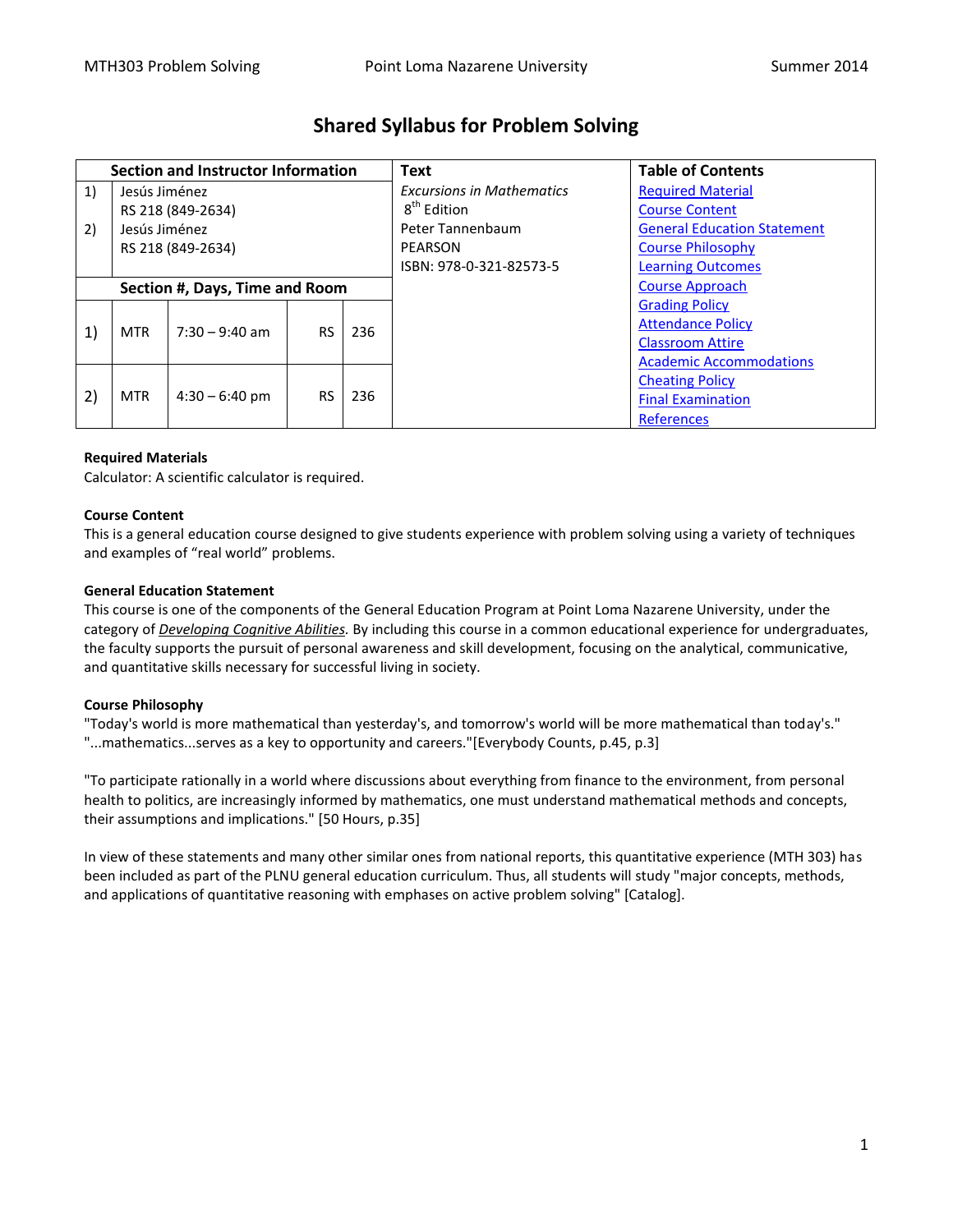# Shared Syllabus for Problem Solving

| Section and Instructor Information | | | | | Text | Table of Contents |
|---|---|---|---|---|---|---|
| 1) | Jesús Jiménez<br>RS 218 (849-2634) | | | | *Excursions in Mathematics*<br>8th Edition<br>Peter Tannenbaum<br>PEARSON<br>ISBN: 978-0-321-82573-5 | Required Material<br>Course Content<br>General Education Statement<br>Course Philosophy<br>Learning Outcomes<br>Course Approach<br>Grading Policy<br>Attendance Policy<br>Classroom Attire<br>Academic Accommodations<br>Cheating Policy<br>Final Examination<br>References |
| 2) | Jesús Jiménez<br>RS 218 (849-2634) | | | | | |
| **Section #, Days, Time and Room** | | | | | | |
| 1) | MTR | 7:30 – 9:40 am | RS | 236 | | |
| 2) | MTR | 4:30 – 6:40 pm | RS | 236 | | |

**Required Materials**

Calculator: A scientific calculator is required.

**Course Content**

This is a general education course designed to give students experience with problem solving using a variety of techniques and examples of "real world" problems.

**General Education Statement**

This course is one of the components of the General Education Program at Point Loma Nazarene University, under the category of *Developing Cognitive Abilities.* By including this course in a common educational experience for undergraduates, the faculty supports the pursuit of personal awareness and skill development, focusing on the analytical, communicative, and quantitative skills necessary for successful living in society.

**Course Philosophy**

"Today's world is more mathematical than yesterday's, and tomorrow's world will be more mathematical than today's." "...mathematics...serves as a key to opportunity and careers."[Everybody Counts, p.45, p.3]

"To participate rationally in a world where discussions about everything from finance to the environment, from personal health to politics, are increasingly informed by mathematics, one must understand mathematical methods and concepts, their assumptions and implications." [50 Hours, p.35]

In view of these statements and many other similar ones from national reports, this quantitative experience (MTH 303) has been included as part of the PLNU general education curriculum. Thus, all students will study "major concepts, methods, and applications of quantitative reasoning with emphases on active problem solving" [Catalog].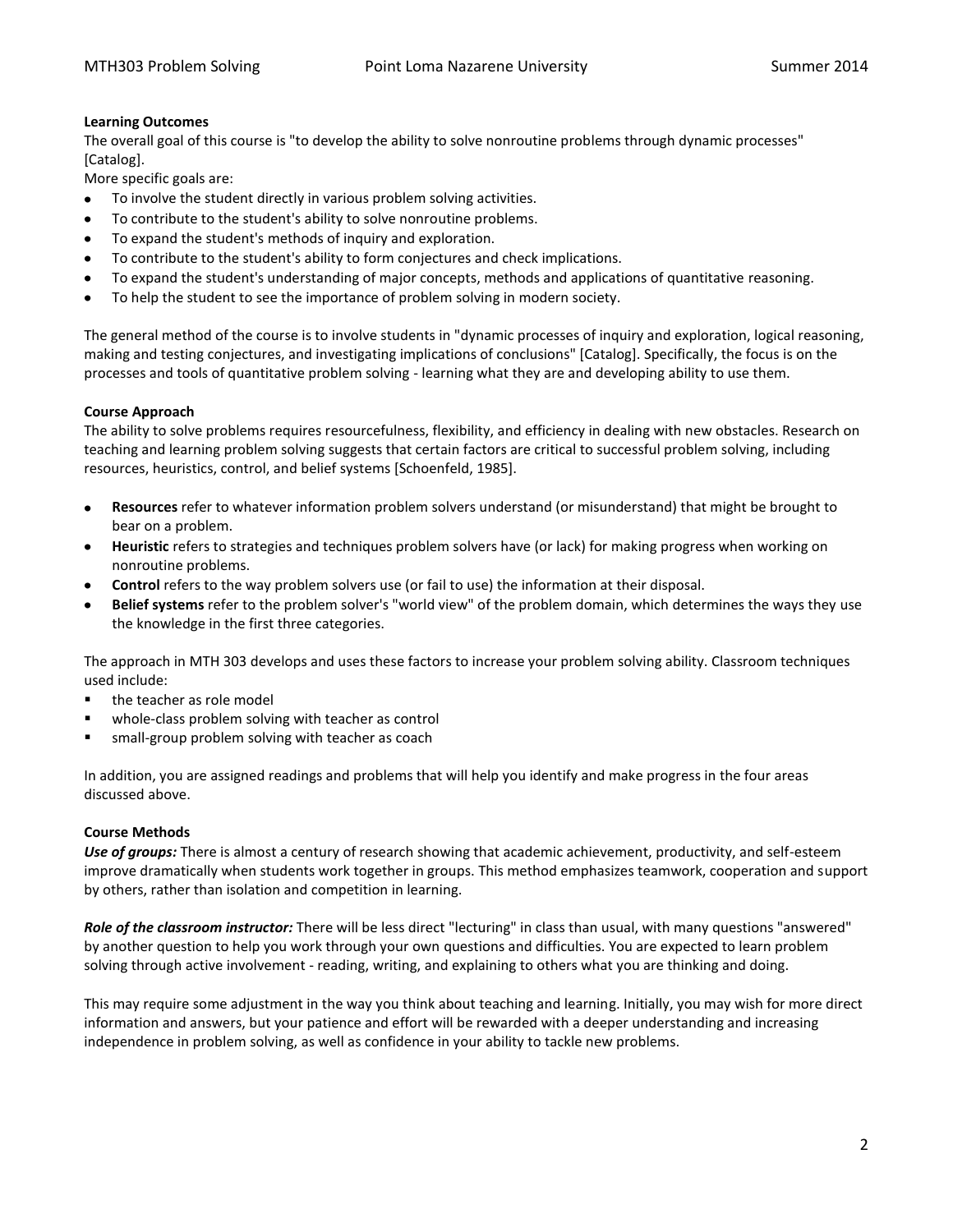**Learning Outcomes**

The overall goal of this course is "to develop the ability to solve nonroutine problems through dynamic processes" [Catalog].

More specific goals are:

- To involve the student directly in various problem solving activities.
- To contribute to the student's ability to solve nonroutine problems.
- To expand the student's methods of inquiry and exploration.
- To contribute to the student's ability to form conjectures and check implications.
- To expand the student's understanding of major concepts, methods and applications of quantitative reasoning.
- To help the student to see the importance of problem solving in modern society.

The general method of the course is to involve students in "dynamic processes of inquiry and exploration, logical reasoning, making and testing conjectures, and investigating implications of conclusions" [Catalog]. Specifically, the focus is on the processes and tools of quantitative problem solving - learning what they are and developing ability to use them.

**Course Approach**

The ability to solve problems requires resourcefulness, flexibility, and efficiency in dealing with new obstacles. Research on teaching and learning problem solving suggests that certain factors are critical to successful problem solving, including resources, heuristics, control, and belief systems [Schoenfeld, 1985].

- **Resources** refer to whatever information problem solvers understand (or misunderstand) that might be brought to bear on a problem.
- **Heuristic** refers to strategies and techniques problem solvers have (or lack) for making progress when working on nonroutine problems.
- **Control** refers to the way problem solvers use (or fail to use) the information at their disposal.
- **Belief systems** refer to the problem solver's "world view" of the problem domain, which determines the ways they use the knowledge in the first three categories.

The approach in MTH 303 develops and uses these factors to increase your problem solving ability. Classroom techniques used include:

- the teacher as role model
- whole-class problem solving with teacher as control
- small-group problem solving with teacher as coach

In addition, you are assigned readings and problems that will help you identify and make progress in the four areas discussed above.

**Course Methods**

***Use of groups:*** There is almost a century of research showing that academic achievement, productivity, and self-esteem improve dramatically when students work together in groups. This method emphasizes teamwork, cooperation and support by others, rather than isolation and competition in learning.

***Role of the classroom instructor:*** There will be less direct "lecturing" in class than usual, with many questions "answered" by another question to help you work through your own questions and difficulties. You are expected to learn problem solving through active involvement - reading, writing, and explaining to others what you are thinking and doing.

This may require some adjustment in the way you think about teaching and learning. Initially, you may wish for more direct information and answers, but your patience and effort will be rewarded with a deeper understanding and increasing independence in problem solving, as well as confidence in your ability to tackle new problems.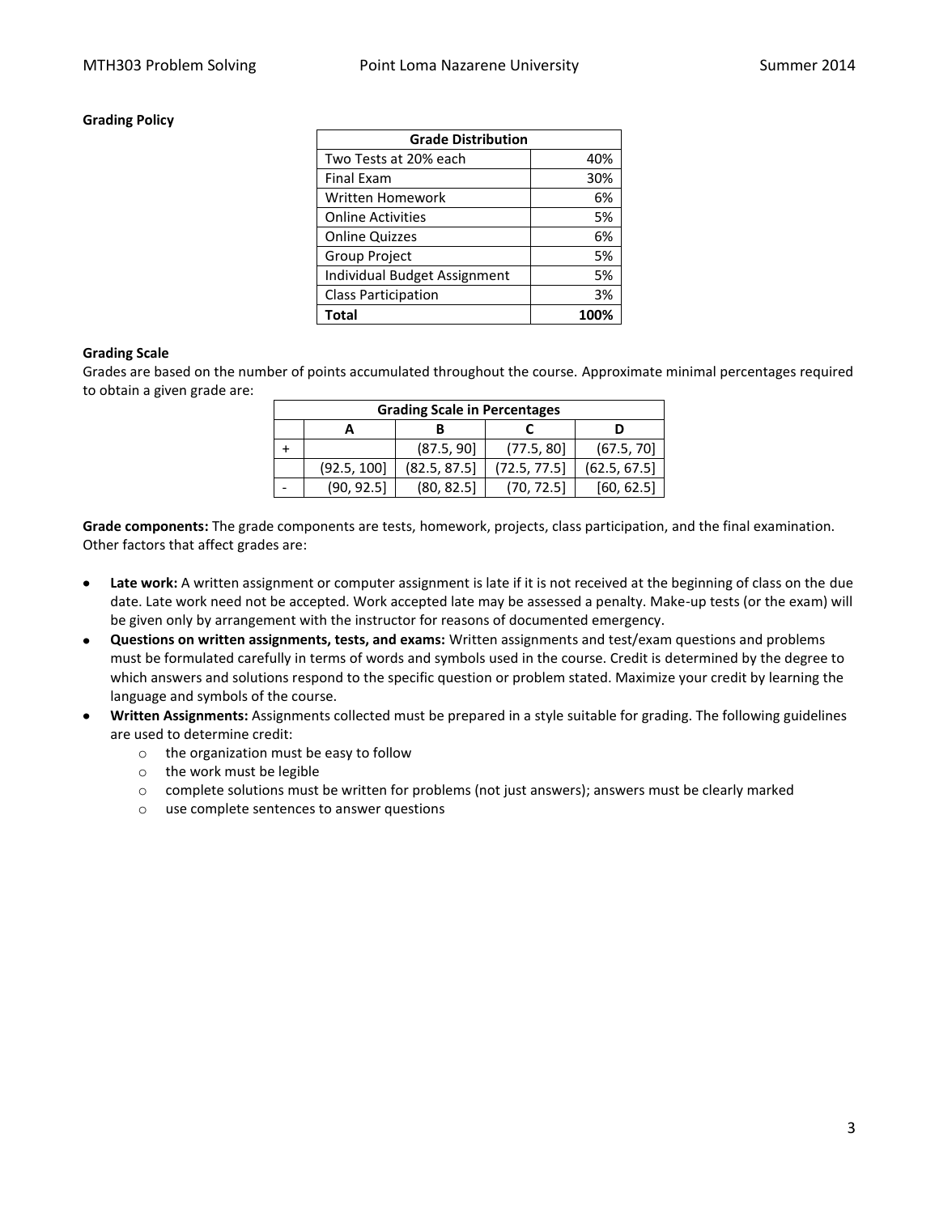**Grading Policy**

| Grade Distribution | |
|---|---|
| Two Tests at 20% each | 40% |
| Final Exam | 30% |
| Written Homework | 6% |
| Online Activities | 5% |
| Online Quizzes | 6% |
| Group Project | 5% |
| Individual Budget Assignment | 5% |
| Class Participation | 3% |
| **Total** | **100%** |

**Grading Scale**

Grades are based on the number of points accumulated throughout the course. Approximate minimal percentages required to obtain a given grade are:

| Grading Scale in Percentages | | | | |
|---|---|---|---|---|
| | A | B | C | D |
| + | | (87.5, 90] | (77.5, 80] | (67.5, 70] |
| | (92.5, 100] | (82.5, 87.5] | (72.5, 77.5] | (62.5, 67.5] |
| - | (90, 92.5] | (80, 82.5] | (70, 72.5] | [60, 62.5] |

**Grade components:** The grade components are tests, homework, projects, class participation, and the final examination. Other factors that affect grades are:

- **Late work:** A written assignment or computer assignment is late if it is not received at the beginning of class on the due date. Late work need not be accepted. Work accepted late may be assessed a penalty. Make-up tests (or the exam) will be given only by arrangement with the instructor for reasons of documented emergency.
- **Questions on written assignments, tests, and exams:** Written assignments and test/exam questions and problems must be formulated carefully in terms of words and symbols used in the course. Credit is determined by the degree to which answers and solutions respond to the specific question or problem stated. Maximize your credit by learning the language and symbols of the course.
- **Written Assignments:** Assignments collected must be prepared in a style suitable for grading. The following guidelines are used to determine credit:
  - the organization must be easy to follow
  - the work must be legible
  - complete solutions must be written for problems (not just answers); answers must be clearly marked
  - use complete sentences to answer questions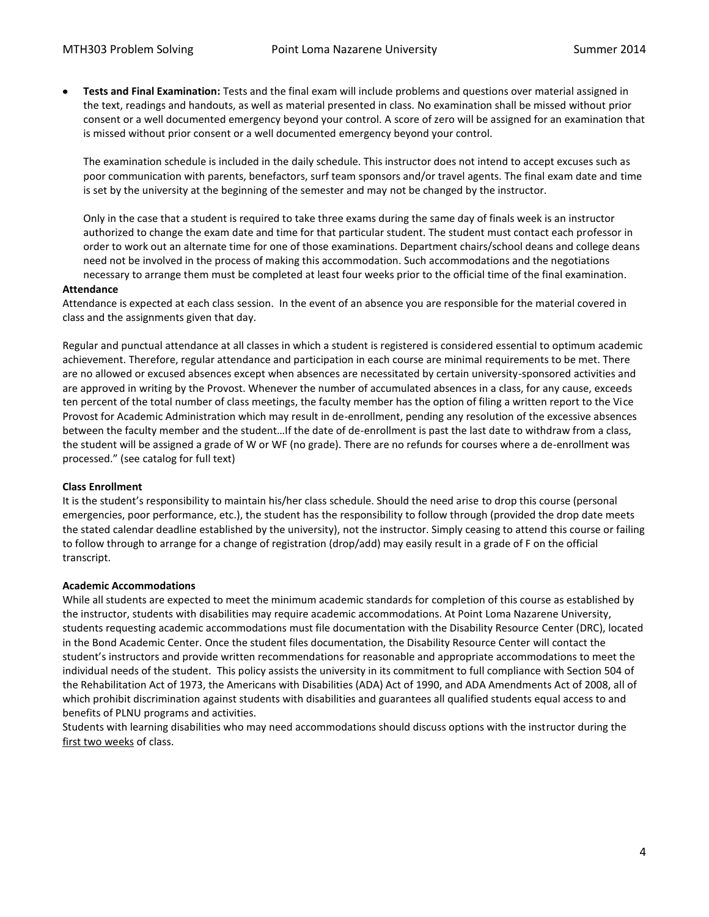- **Tests and Final Examination:** Tests and the final exam will include problems and questions over material assigned in the text, readings and handouts, as well as material presented in class. No examination shall be missed without prior consent or a well documented emergency beyond your control. A score of zero will be assigned for an examination that is missed without prior consent or a well documented emergency beyond your control.

  The examination schedule is included in the daily schedule. This instructor does not intend to accept excuses such as poor communication with parents, benefactors, surf team sponsors and/or travel agents. The final exam date and time is set by the university at the beginning of the semester and may not be changed by the instructor.

  Only in the case that a student is required to take three exams during the same day of finals week is an instructor authorized to change the exam date and time for that particular student. The student must contact each professor in order to work out an alternate time for one of those examinations. Department chairs/school deans and college deans need not be involved in the process of making this accommodation. Such accommodations and the negotiations necessary to arrange them must be completed at least four weeks prior to the official time of the final examination.

**Attendance**

Attendance is expected at each class session. In the event of an absence you are responsible for the material covered in class and the assignments given that day.

Regular and punctual attendance at all classes in which a student is registered is considered essential to optimum academic achievement. Therefore, regular attendance and participation in each course are minimal requirements to be met. There are no allowed or excused absences except when absences are necessitated by certain university-sponsored activities and are approved in writing by the Provost. Whenever the number of accumulated absences in a class, for any cause, exceeds ten percent of the total number of class meetings, the faculty member has the option of filing a written report to the Vice Provost for Academic Administration which may result in de-enrollment, pending any resolution of the excessive absences between the faculty member and the student…If the date of de-enrollment is past the last date to withdraw from a class, the student will be assigned a grade of W or WF (no grade). There are no refunds for courses where a de-enrollment was processed." (see catalog for full text)

**Class Enrollment**

It is the student's responsibility to maintain his/her class schedule. Should the need arise to drop this course (personal emergencies, poor performance, etc.), the student has the responsibility to follow through (provided the drop date meets the stated calendar deadline established by the university), not the instructor. Simply ceasing to attend this course or failing to follow through to arrange for a change of registration (drop/add) may easily result in a grade of F on the official transcript.

**Academic Accommodations**

While all students are expected to meet the minimum academic standards for completion of this course as established by the instructor, students with disabilities may require academic accommodations. At Point Loma Nazarene University, students requesting academic accommodations must file documentation with the Disability Resource Center (DRC), located in the Bond Academic Center. Once the student files documentation, the Disability Resource Center will contact the student's instructors and provide written recommendations for reasonable and appropriate accommodations to meet the individual needs of the student. This policy assists the university in its commitment to full compliance with Section 504 of the Rehabilitation Act of 1973, the Americans with Disabilities (ADA) Act of 1990, and ADA Amendments Act of 2008, all of which prohibit discrimination against students with disabilities and guarantees all qualified students equal access to and benefits of PLNU programs and activities.
Students with learning disabilities who may need accommodations should discuss options with the instructor during the first two weeks of class.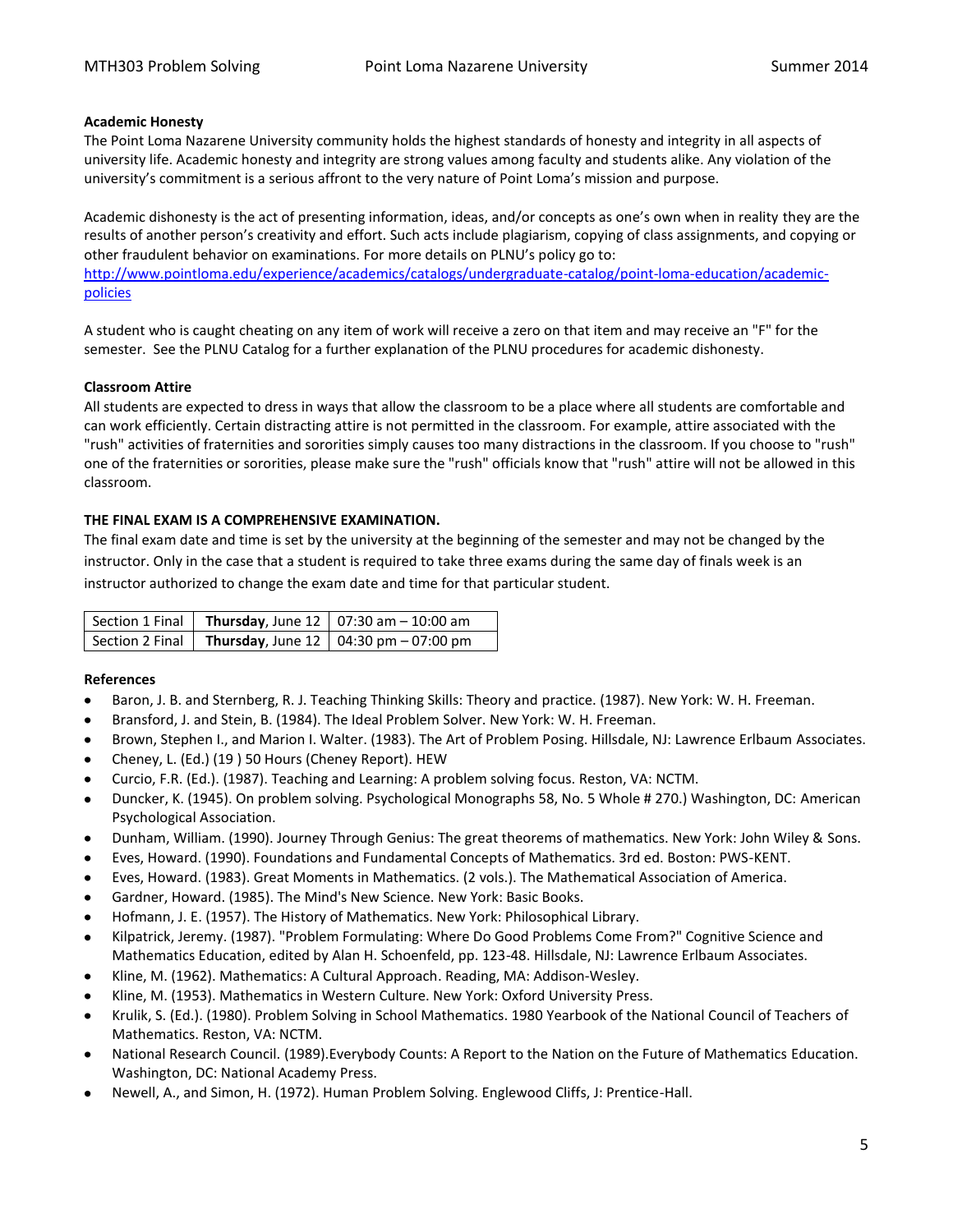**Academic Honesty**

The Point Loma Nazarene University community holds the highest standards of honesty and integrity in all aspects of university life. Academic honesty and integrity are strong values among faculty and students alike. Any violation of the university's commitment is a serious affront to the very nature of Point Loma's mission and purpose.

Academic dishonesty is the act of presenting information, ideas, and/or concepts as one's own when in reality they are the results of another person's creativity and effort. Such acts include plagiarism, copying of class assignments, and copying or other fraudulent behavior on examinations. For more details on PLNU's policy go to: http://www.pointloma.edu/experience/academics/catalogs/undergraduate-catalog/point-loma-education/academic-policies

A student who is caught cheating on any item of work will receive a zero on that item and may receive an "F" for the semester. See the PLNU Catalog for a further explanation of the PLNU procedures for academic dishonesty.

**Classroom Attire**

All students are expected to dress in ways that allow the classroom to be a place where all students are comfortable and can work efficiently. Certain distracting attire is not permitted in the classroom. For example, attire associated with the "rush" activities of fraternities and sororities simply causes too many distractions in the classroom. If you choose to "rush" one of the fraternities or sororities, please make sure the "rush" officials know that "rush" attire will not be allowed in this classroom.

**THE FINAL EXAM IS A COMPREHENSIVE EXAMINATION.**

The final exam date and time is set by the university at the beginning of the semester and may not be changed by the instructor. Only in the case that a student is required to take three exams during the same day of finals week is an instructor authorized to change the exam date and time for that particular student.

| Section 1 Final | **Thursday**, June 12 | 07:30 am – 10:00 am |
|---|---|---|
| Section 2 Final | **Thursday**, June 12 | 04:30 pm – 07:00 pm |

**References**

- Baron, J. B. and Sternberg, R. J. Teaching Thinking Skills: Theory and practice. (1987). New York: W. H. Freeman.
- Bransford, J. and Stein, B. (1984). The Ideal Problem Solver. New York: W. H. Freeman.
- Brown, Stephen I., and Marion I. Walter. (1983). The Art of Problem Posing. Hillsdale, NJ: Lawrence Erlbaum Associates.
- Cheney, L. (Ed.) (19 ) 50 Hours (Cheney Report). HEW
- Curcio, F.R. (Ed.). (1987). Teaching and Learning: A problem solving focus. Reston, VA: NCTM.
- Duncker, K. (1945). On problem solving. Psychological Monographs 58, No. 5 Whole # 270.) Washington, DC: American Psychological Association.
- Dunham, William. (1990). Journey Through Genius: The great theorems of mathematics. New York: John Wiley & Sons.
- Eves, Howard. (1990). Foundations and Fundamental Concepts of Mathematics. 3rd ed. Boston: PWS-KENT.
- Eves, Howard. (1983). Great Moments in Mathematics. (2 vols.). The Mathematical Association of America.
- Gardner, Howard. (1985). The Mind's New Science. New York: Basic Books.
- Hofmann, J. E. (1957). The History of Mathematics. New York: Philosophical Library.
- Kilpatrick, Jeremy. (1987). "Problem Formulating: Where Do Good Problems Come From?" Cognitive Science and Mathematics Education, edited by Alan H. Schoenfeld, pp. 123-48. Hillsdale, NJ: Lawrence Erlbaum Associates.
- Kline, M. (1962). Mathematics: A Cultural Approach. Reading, MA: Addison-Wesley.
- Kline, M. (1953). Mathematics in Western Culture. New York: Oxford University Press.
- Krulik, S. (Ed.). (1980). Problem Solving in School Mathematics. 1980 Yearbook of the National Council of Teachers of Mathematics. Reston, VA: NCTM.
- National Research Council. (1989).Everybody Counts: A Report to the Nation on the Future of Mathematics Education. Washington, DC: National Academy Press.
- Newell, A., and Simon, H. (1972). Human Problem Solving. Englewood Cliffs, J: Prentice-Hall.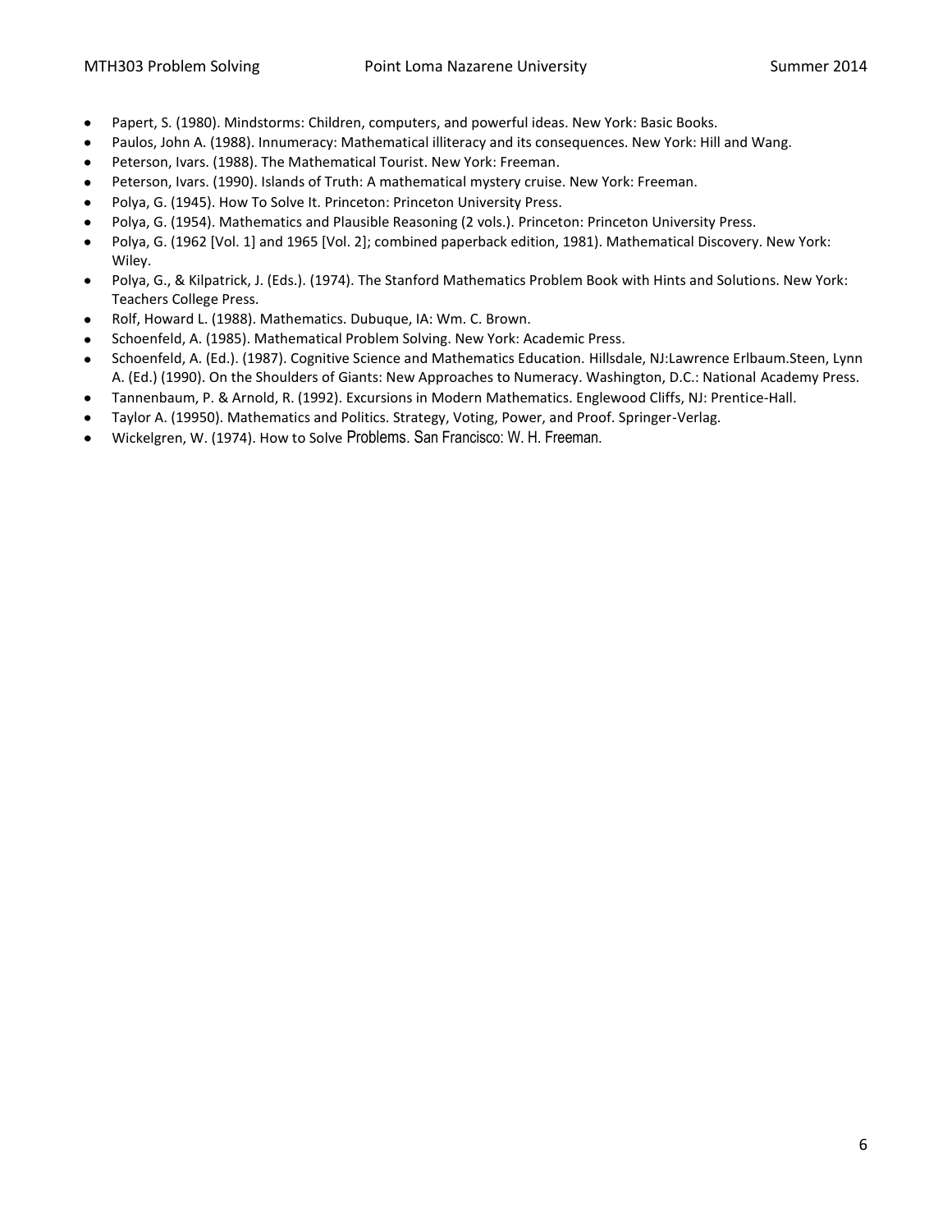- Papert, S. (1980). Mindstorms: Children, computers, and powerful ideas. New York: Basic Books.
- Paulos, John A. (1988). Innumeracy: Mathematical illiteracy and its consequences. New York: Hill and Wang.
- Peterson, Ivars. (1988). The Mathematical Tourist. New York: Freeman.
- Peterson, Ivars. (1990). Islands of Truth: A mathematical mystery cruise. New York: Freeman.
- Polya, G. (1945). How To Solve It. Princeton: Princeton University Press.
- Polya, G. (1954). Mathematics and Plausible Reasoning (2 vols.). Princeton: Princeton University Press.
- Polya, G. (1962 [Vol. 1] and 1965 [Vol. 2]; combined paperback edition, 1981). Mathematical Discovery. New York: Wiley.
- Polya, G., & Kilpatrick, J. (Eds.). (1974). The Stanford Mathematics Problem Book with Hints and Solutions. New York: Teachers College Press.
- Rolf, Howard L. (1988). Mathematics. Dubuque, IA: Wm. C. Brown.
- Schoenfeld, A. (1985). Mathematical Problem Solving. New York: Academic Press.
- Schoenfeld, A. (Ed.). (1987). Cognitive Science and Mathematics Education. Hillsdale, NJ:Lawrence Erlbaum.Steen, Lynn A. (Ed.) (1990). On the Shoulders of Giants: New Approaches to Numeracy. Washington, D.C.: National Academy Press.
- Tannenbaum, P. & Arnold, R. (1992). Excursions in Modern Mathematics. Englewood Cliffs, NJ: Prentice-Hall.
- Taylor A. (19950). Mathematics and Politics. Strategy, Voting, Power, and Proof. Springer-Verlag.
- Wickelgren, W. (1974). How to Solve Problems. San Francisco: W. H. Freeman.